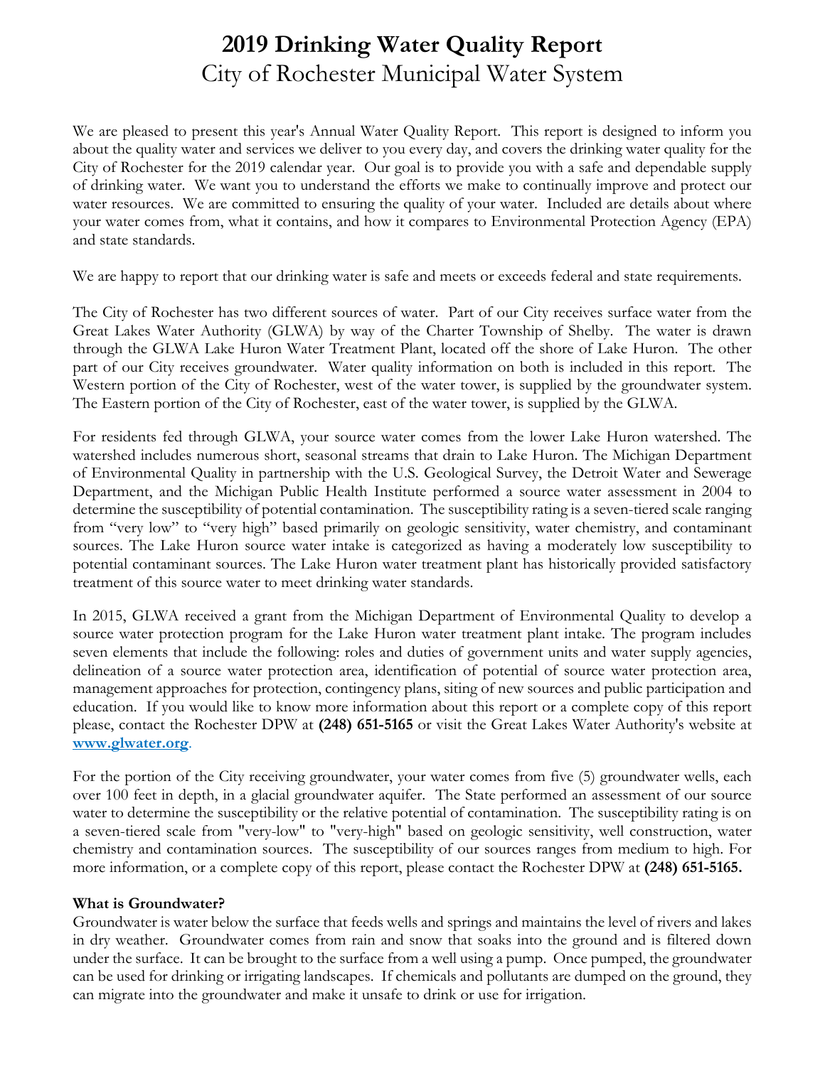# 2019 Drinking Water Quality Report

## City of Rochester Municipal Water System

We are pleased to present this year's Annual Water Quality Report. This report is designed to inform you about the quality water and services we deliver to you every day, and covers the drinking water quality for the City of Rochester for the 2019 calendar year. Our goal is to provide you with a safe and dependable supply of drinking water. We want you to understand the efforts we make to continually improve and protect our water resources. We are committed to ensuring the quality of your water. Included are details about where your water comes from, what it contains, and how it compares to Environmental Protection Agency (EPA) and state standards.

We are happy to report that our drinking water is safe and meets or exceeds federal and state requirements.

The City of Rochester has two different sources of water. Part of our City receives surface water from the Great Lakes Water Authority (GLWA) by way of the Charter Township of Shelby. The water is drawn through the GLWA Lake Huron Water Treatment Plant, located off the shore of Lake Huron. The other part of our City receives groundwater. Water quality information on both is included in this report. The Western portion of the City of Rochester, west of the water tower, is supplied by the groundwater system. The Eastern portion of the City of Rochester, east of the water tower, is supplied by the GLWA.

For residents fed through GLWA, your source water comes from the lower Lake Huron watershed. The watershed includes numerous short, seasonal streams that drain to Lake Huron. The Michigan Department of Environmental Quality in partnership with the U.S. Geological Survey, the Detroit Water and Sewerage Department, and the Michigan Public Health Institute performed a source water assessment in 2004 to determine the susceptibility of potential contamination. The susceptibility rating is a seven-tiered scale ranging from "very low" to "very high" based primarily on geologic sensitivity, water chemistry, and contaminant sources. The Lake Huron source water intake is categorized as having a moderately low susceptibility to potential contaminant sources. The Lake Huron water treatment plant has historically provided satisfactory treatment of this source water to meet drinking water standards.

In 2015, GLWA received a grant from the Michigan Department of Environmental Quality to develop a source water protection program for the Lake Huron water treatment plant intake. The program includes seven elements that include the following: roles and duties of government units and water supply agencies, delineation of a source water protection area, identification of potential of source water protection area, management approaches for protection, contingency plans, siting of new sources and public participation and education. If you would like to know more information about this report or a complete copy of this report please, contact the Rochester DPW at **(248) 651-5165** or visit the Great Lakes Water Authority's website at **[www.glwater.org](http://www.glwater.org)**.

For the portion of the City receiving groundwater, your water comes from five (5) groundwater wells, each over 100 feet in depth, in a glacial groundwater aquifer. The State performed an assessment of our source water to determine the susceptibility or the relative potential of contamination. The susceptibility rating is on a seven-tiered scale from "very-low" to "very-high" based on geologic sensitivity, well construction, water chemistry and contamination sources. The susceptibility of our sources ranges from medium to high. For more information, or a complete copy of this report, please contact the Rochester DPW at **(248) 651-5165.**

**What is Groundwater?**

Groundwater is water below the surface that feeds wells and springs and maintains the level of rivers and lakes in dry weather. Groundwater comes from rain and snow that soaks into the ground and is filtered down under the surface. It can be brought to the surface from a well using a pump. Once pumped, the groundwater can be used for drinking or irrigating landscapes. If chemicals and pollutants are dumped on the ground, they can migrate into the groundwater and make it unsafe to drink or use for irrigation.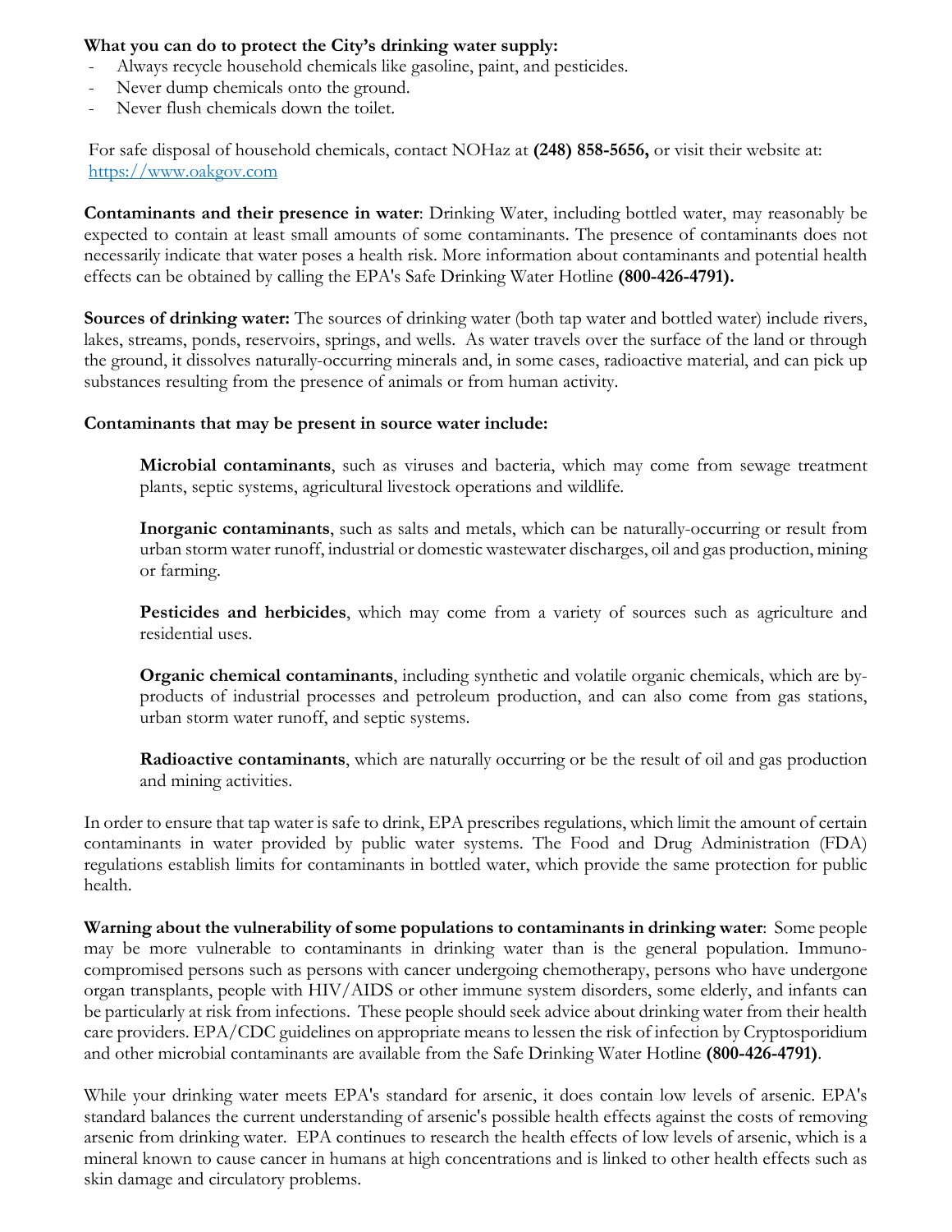**What you can do to protect the City's drinking water supply:**

- Always recycle household chemicals like gasoline, paint, and pesticides.
- Never dump chemicals onto the ground.
- Never flush chemicals down the toilet.

For safe disposal of household chemicals, contact NOHaz at **(248) 858-5656,** or visit their website at: https://www.oakgov.com

**Contaminants and their presence in water**: Drinking Water, including bottled water, may reasonably be expected to contain at least small amounts of some contaminants. The presence of contaminants does not necessarily indicate that water poses a health risk. More information about contaminants and potential health effects can be obtained by calling the EPA's Safe Drinking Water Hotline **(800-426-4791).**

**Sources of drinking water:** The sources of drinking water (both tap water and bottled water) include rivers, lakes, streams, ponds, reservoirs, springs, and wells. As water travels over the surface of the land or through the ground, it dissolves naturally-occurring minerals and, in some cases, radioactive material, and can pick up substances resulting from the presence of animals or from human activity.

**Contaminants that may be present in source water include:**

> **Microbial contaminants**, such as viruses and bacteria, which may come from sewage treatment plants, septic systems, agricultural livestock operations and wildlife.
>
> **Inorganic contaminants**, such as salts and metals, which can be naturally-occurring or result from urban storm water runoff, industrial or domestic wastewater discharges, oil and gas production, mining or farming.
>
> **Pesticides and herbicides**, which may come from a variety of sources such as agriculture and residential uses.
>
> **Organic chemical contaminants**, including synthetic and volatile organic chemicals, which are by-products of industrial processes and petroleum production, and can also come from gas stations, urban storm water runoff, and septic systems.
>
> **Radioactive contaminants**, which are naturally occurring or be the result of oil and gas production and mining activities.

In order to ensure that tap water is safe to drink, EPA prescribes regulations, which limit the amount of certain contaminants in water provided by public water systems. The Food and Drug Administration (FDA) regulations establish limits for contaminants in bottled water, which provide the same protection for public health.

**Warning about the vulnerability of some populations to contaminants in drinking water**: Some people may be more vulnerable to contaminants in drinking water than is the general population. Immuno-compromised persons such as persons with cancer undergoing chemotherapy, persons who have undergone organ transplants, people with HIV/AIDS or other immune system disorders, some elderly, and infants can be particularly at risk from infections. These people should seek advice about drinking water from their health care providers. EPA/CDC guidelines on appropriate means to lessen the risk of infection by Cryptosporidium and other microbial contaminants are available from the Safe Drinking Water Hotline **(800-426-4791)**.

While your drinking water meets EPA's standard for arsenic, it does contain low levels of arsenic. EPA's standard balances the current understanding of arsenic's possible health effects against the costs of removing arsenic from drinking water. EPA continues to research the health effects of low levels of arsenic, which is a mineral known to cause cancer in humans at high concentrations and is linked to other health effects such as skin damage and circulatory problems.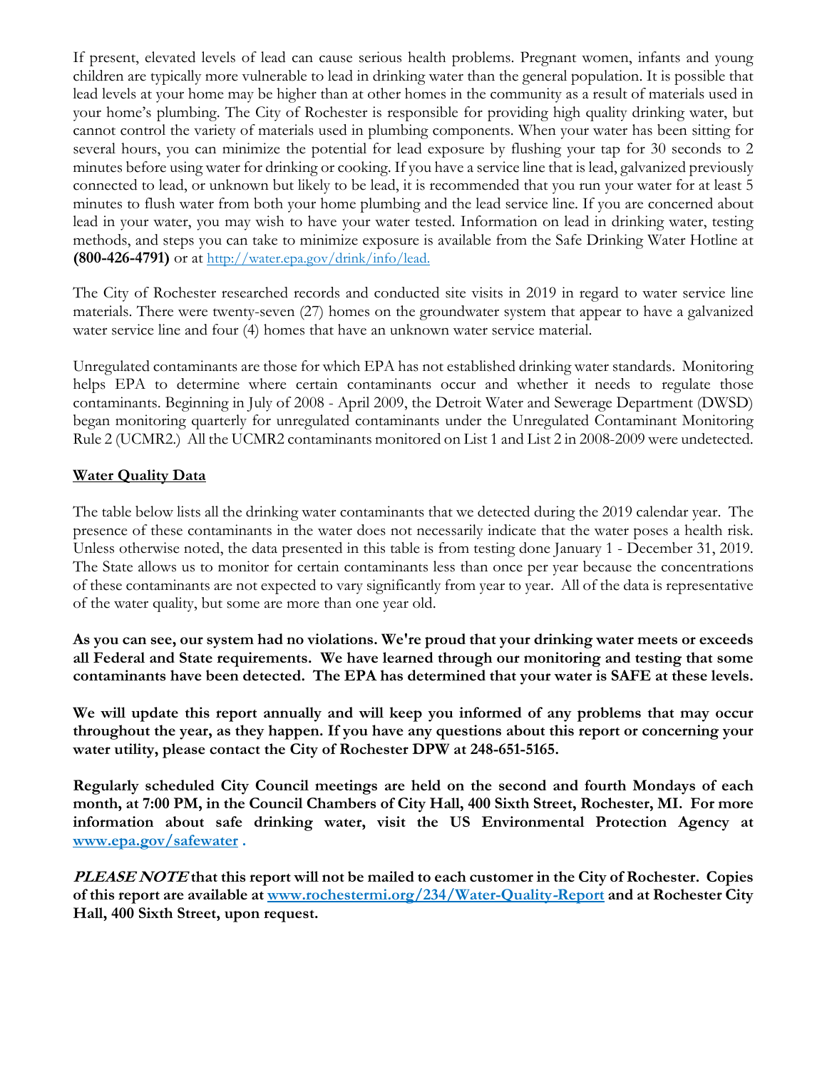If present, elevated levels of lead can cause serious health problems. Pregnant women, infants and young children are typically more vulnerable to lead in drinking water than the general population. It is possible that lead levels at your home may be higher than at other homes in the community as a result of materials used in your home's plumbing. The City of Rochester is responsible for providing high quality drinking water, but cannot control the variety of materials used in plumbing components. When your water has been sitting for several hours, you can minimize the potential for lead exposure by flushing your tap for 30 seconds to 2 minutes before using water for drinking or cooking. If you have a service line that is lead, galvanized previously connected to lead, or unknown but likely to be lead, it is recommended that you run your water for at least 5 minutes to flush water from both your home plumbing and the lead service line. If you are concerned about lead in your water, you may wish to have your water tested. Information on lead in drinking water, testing methods, and steps you can take to minimize exposure is available from the Safe Drinking Water Hotline at **(800-426-4791)** or at [http://water.epa.gov/drink/info/lead.](http://water.epa.gov/drink/info/lead)

The City of Rochester researched records and conducted site visits in 2019 in regard to water service line materials. There were twenty-seven (27) homes on the groundwater system that appear to have a galvanized water service line and four (4) homes that have an unknown water service material.

Unregulated contaminants are those for which EPA has not established drinking water standards. Monitoring helps EPA to determine where certain contaminants occur and whether it needs to regulate those contaminants. Beginning in July of 2008 - April 2009, the Detroit Water and Sewerage Department (DWSD) began monitoring quarterly for unregulated contaminants under the Unregulated Contaminant Monitoring Rule 2 (UCMR2.) All the UCMR2 contaminants monitored on List 1 and List 2 in 2008-2009 were undetected.

## Water Quality Data

The table below lists all the drinking water contaminants that we detected during the 2019 calendar year. The presence of these contaminants in the water does not necessarily indicate that the water poses a health risk. Unless otherwise noted, the data presented in this table is from testing done January 1 - December 31, 2019. The State allows us to monitor for certain contaminants less than once per year because the concentrations of these contaminants are not expected to vary significantly from year to year. All of the data is representative of the water quality, but some are more than one year old.

**As you can see, our system had no violations. We're proud that your drinking water meets or exceeds all Federal and State requirements. We have learned through our monitoring and testing that some contaminants have been detected. The EPA has determined that your water is SAFE at these levels.**

**We will update this report annually and will keep you informed of any problems that may occur throughout the year, as they happen. If you have any questions about this report or concerning your water utility, please contact the City of Rochester DPW at 248-651-5165.**

**Regularly scheduled City Council meetings are held on the second and fourth Mondays of each month, at 7:00 PM, in the Council Chambers of City Hall, 400 Sixth Street, Rochester, MI. For more information about safe drinking water, visit the US Environmental Protection Agency at [www.epa.gov/safewater](http://www.epa.gov/safewater) .**

***PLEASE NOTE* that this report will not be mailed to each customer in the City of Rochester. Copies of this report are available at [www.rochestermi.org/234/Water-Quality-Report](http://www.rochestermi.org/234/Water-Quality-Report) and at Rochester City Hall, 400 Sixth Street, upon request.**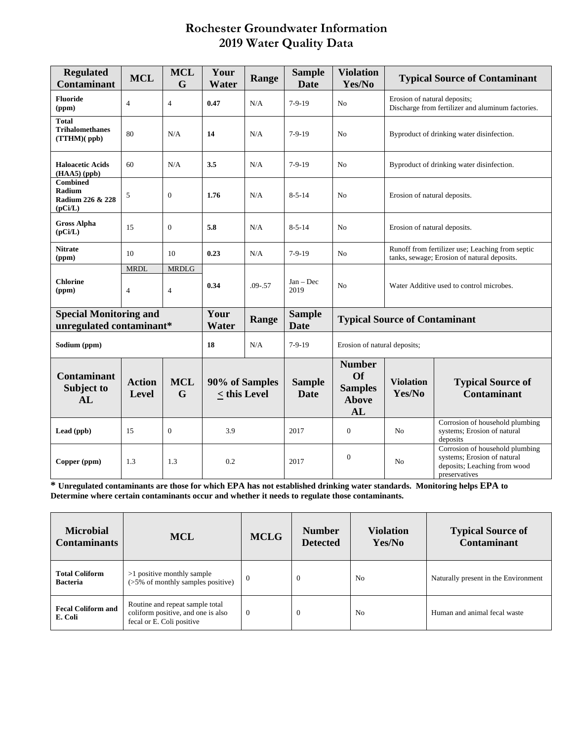# Rochester Groundwater Information
## 2019 Water Quality Data

| Regulated Contaminant | MCL | MCLG | Your Water | Range | Sample Date | Violation Yes/No | Typical Source of Contaminant |
|---|---|---|---|---|---|---|---|
| **Fluoride (ppm)** | 4 | 4 | **0.47** | N/A | 7-9-19 | No | Erosion of natural deposits; Discharge from fertilizer and aluminum factories. |
| **Total Trihalomethanes (TTHM)( ppb)** | 80 | N/A | **14** | N/A | 7-9-19 | No | Byproduct of drinking water disinfection. |
| **Haloacetic Acids (HAA5) (ppb)** | 60 | N/A | **3.5** | N/A | 7-9-19 | No | Byproduct of drinking water disinfection. |
| **Combined Radium Radium 226 & 228 (pCi/L)** | 5 | 0 | **1.76** | N/A | 8-5-14 | No | Erosion of natural deposits. |
| **Gross Alpha (pCi/L)** | 15 | 0 | **5.8** | N/A | 8-5-14 | No | Erosion of natural deposits. |
| **Nitrate (ppm)** | 10 | 10 | **0.23** | N/A | 7-9-19 | No | Runoff from fertilizer use; Leaching from septic tanks, sewage; Erosion of natural deposits. |
| | MRDL | MRDLG | | | | | |
| **Chlorine (ppm)** | 4 | 4 | **0.34** | .09-.57 | Jan – Dec 2019 | No | Water Additive used to control microbes. |

| Special Monitoring and unregulated contaminant* | Your Water | Range | Sample Date | Typical Source of Contaminant |
|---|---|---|---|---|
| **Sodium (ppm)** | **18** | N/A | 7-9-19 | Erosion of natural deposits; |

| Contaminant Subject to AL | Action Level | MCLG | 90% of Samples ≤ this Level | Sample Date | Number Of Samples Above AL | Violation Yes/No | Typical Source of Contaminant |
|---|---|---|---|---|---|---|---|
| **Lead (ppb)** | 15 | 0 | 3.9 | 2017 | 0 | No | Corrosion of household plumbing systems; Erosion of natural deposits |
| **Copper (ppm)** | 1.3 | 1.3 | 0.2 | 2017 | 0 | No | Corrosion of household plumbing systems; Erosion of natural deposits; Leaching from wood preservatives |

**\* Unregulated contaminants are those for which EPA has not established drinking water standards. Monitoring helps EPA to Determine where certain contaminants occur and whether it needs to regulate those contaminants.**

| Microbial Contaminants | MCL | MCLG | Number Detected | Violation Yes/No | Typical Source of Contaminant |
|---|---|---|---|---|---|
| **Total Coliform Bacteria** | >1 positive monthly sample (>5% of monthly samples positive) | 0 | 0 | No | Naturally present in the Environment |
| **Fecal Coliform and E. Coli** | Routine and repeat sample total coliform positive, and one is also fecal or E. Coli positive | 0 | 0 | No | Human and animal fecal waste |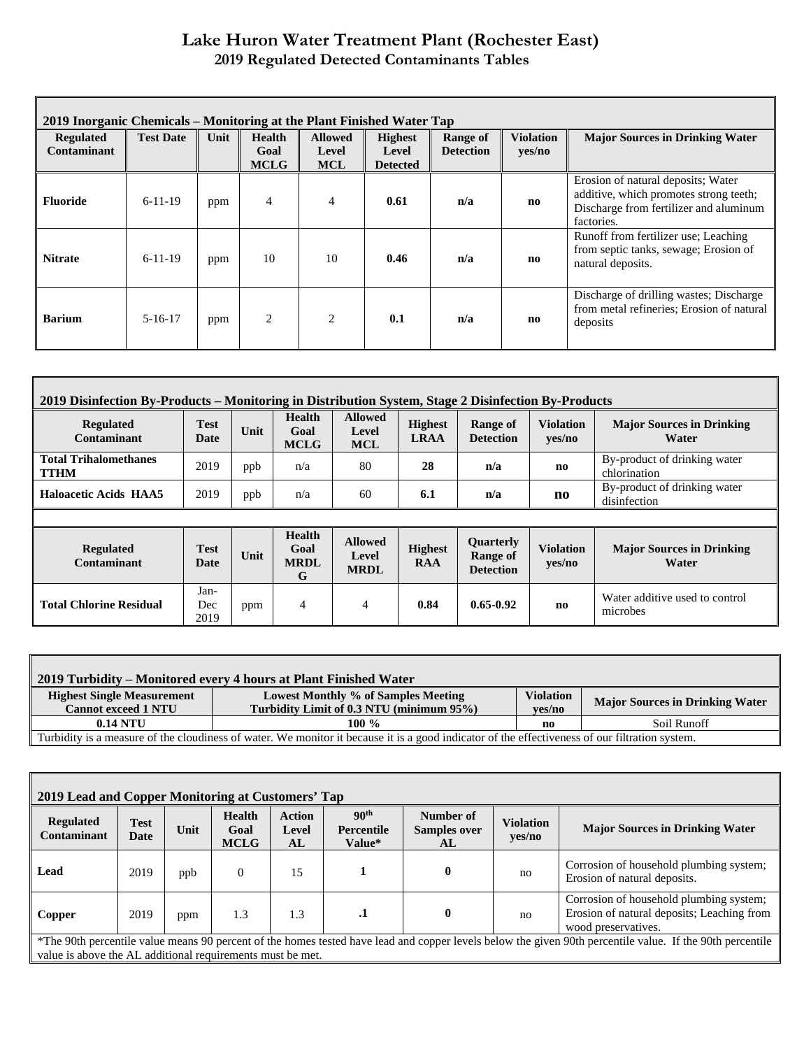# Lake Huron Water Treatment Plant (Rochester East)

## 2019 Regulated Detected Contaminants Tables

| 2019 Inorganic Chemicals – Monitoring at the Plant Finished Water Tap | | | | | | | | |
|---|---|---|---|---|---|---|---|---|
| **Regulated Contaminant** | **Test Date** | **Unit** | **Health Goal MCLG** | **Allowed Level MCL** | **Highest Level Detected** | **Range of Detection** | **Violation yes/no** | **Major Sources in Drinking Water** |
| **Fluoride** | 6-11-19 | ppm | 4 | 4 | **0.61** | **n/a** | **no** | Erosion of natural deposits; Water additive, which promotes strong teeth; Discharge from fertilizer and aluminum factories. |
| **Nitrate** | 6-11-19 | ppm | 10 | 10 | **0.46** | **n/a** | **no** | Runoff from fertilizer use; Leaching from septic tanks, sewage; Erosion of natural deposits. |
| **Barium** | 5-16-17 | ppm | 2 | 2 | **0.1** | **n/a** | **no** | Discharge of drilling wastes; Discharge from metal refineries; Erosion of natural deposits |

| 2019 Disinfection By-Products – Monitoring in Distribution System, Stage 2 Disinfection By-Products | | | | | | | | |
|---|---|---|---|---|---|---|---|---|
| **Regulated Contaminant** | **Test Date** | **Unit** | **Health Goal MCLG** | **Allowed Level MCL** | **Highest LRAA** | **Range of Detection** | **Violation yes/no** | **Major Sources in Drinking Water** |
| **Total Trihalomethanes TTHM** | 2019 | ppb | n/a | 80 | **28** | **n/a** | **no** | By-product of drinking water chlorination |
| **Haloacetic Acids HAA5** | 2019 | ppb | n/a | 60 | **6.1** | **n/a** | **no** | By-product of drinking water disinfection |
| | | | | | | | | |
| **Regulated Contaminant** | **Test Date** | **Unit** | **Health Goal MRDLG** | **Allowed Level MRDL** | **Highest RAA** | **Quarterly Range of Detection** | **Violation yes/no** | **Major Sources in Drinking Water** |
| **Total Chlorine Residual** | Jan-Dec 2019 | ppm | 4 | 4 | **0.84** | **0.65-0.92** | **no** | Water additive used to control microbes |

| 2019 Turbidity – Monitored every 4 hours at Plant Finished Water | | | |
|---|---|---|---|
| **Highest Single Measurement Cannot exceed 1 NTU** | **Lowest Monthly % of Samples Meeting Turbidity Limit of 0.3 NTU (minimum 95%)** | **Violation yes/no** | **Major Sources in Drinking Water** |
| **0.14 NTU** | **100 %** | **no** | Soil Runoff |
| Turbidity is a measure of the cloudiness of water. We monitor it because it is a good indicator of the effectiveness of our filtration system. | | | |

| 2019 Lead and Copper Monitoring at Customers' Tap | | | | | | | | |
|---|---|---|---|---|---|---|---|---|
| **Regulated Contaminant** | **Test Date** | **Unit** | **Health Goal MCLG** | **Action Level AL** | **90th Percentile Value*** | **Number of Samples over AL** | **Violation yes/no** | **Major Sources in Drinking Water** |
| **Lead** | 2019 | ppb | 0 | 15 | **1** | **0** | no | Corrosion of household plumbing system; Erosion of natural deposits. |
| **Copper** | 2019 | ppm | 1.3 | 1.3 | **.1** | **0** | no | Corrosion of household plumbing system; Erosion of natural deposits; Leaching from wood preservatives. |
| *The 90th percentile value means 90 percent of the homes tested have lead and copper levels below the given 90th percentile value. If the 90th percentile value is above the AL additional requirements must be met. | | | | | | | | |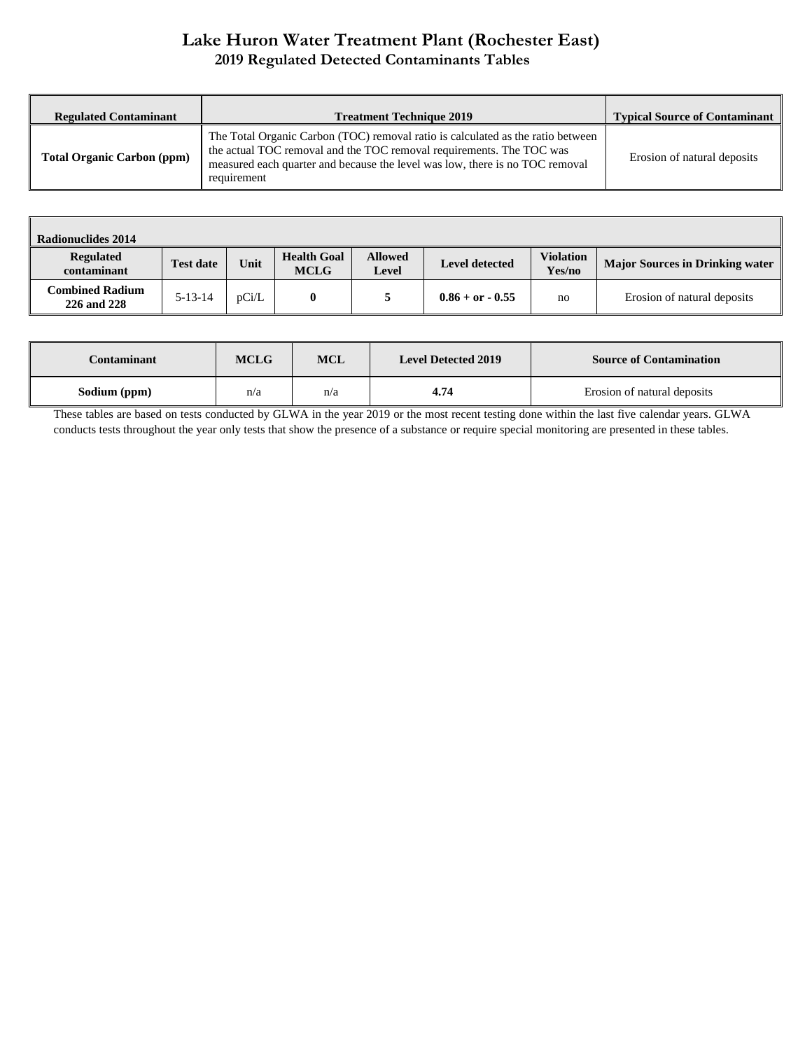# Lake Huron Water Treatment Plant (Rochester East)

## 2019 Regulated Detected Contaminants Tables

| Regulated Contaminant | Treatment Technique 2019 | Typical Source of Contaminant |
| --- | --- | --- |
| **Total Organic Carbon (ppm)** | The Total Organic Carbon (TOC) removal ratio is calculated as the ratio between the actual TOC removal and the TOC removal requirements. The TOC was measured each quarter and because the level was low, there is no TOC removal requirement | Erosion of natural deposits |

| Radionuclides 2014 | | | | | | | |
| --- | --- | --- | --- | --- | --- | --- | --- |
| **Regulated contaminant** | **Test date** | **Unit** | **Health Goal MCLG** | **Allowed Level** | **Level detected** | **Violation Yes/no** | **Major Sources in Drinking water** |
| **Combined Radium 226 and 228** | 5-13-14 | pCi/L | **0** | **5** | **0.86 + or - 0.55** | no | Erosion of natural deposits |

| Contaminant | MCLG | MCL | Level Detected 2019 | Source of Contamination |
| --- | --- | --- | --- | --- |
| **Sodium (ppm)** | n/a | n/a | **4.74** | Erosion of natural deposits |

These tables are based on tests conducted by GLWA in the year 2019 or the most recent testing done within the last five calendar years. GLWA conducts tests throughout the year only tests that show the presence of a substance or require special monitoring are presented in these tables.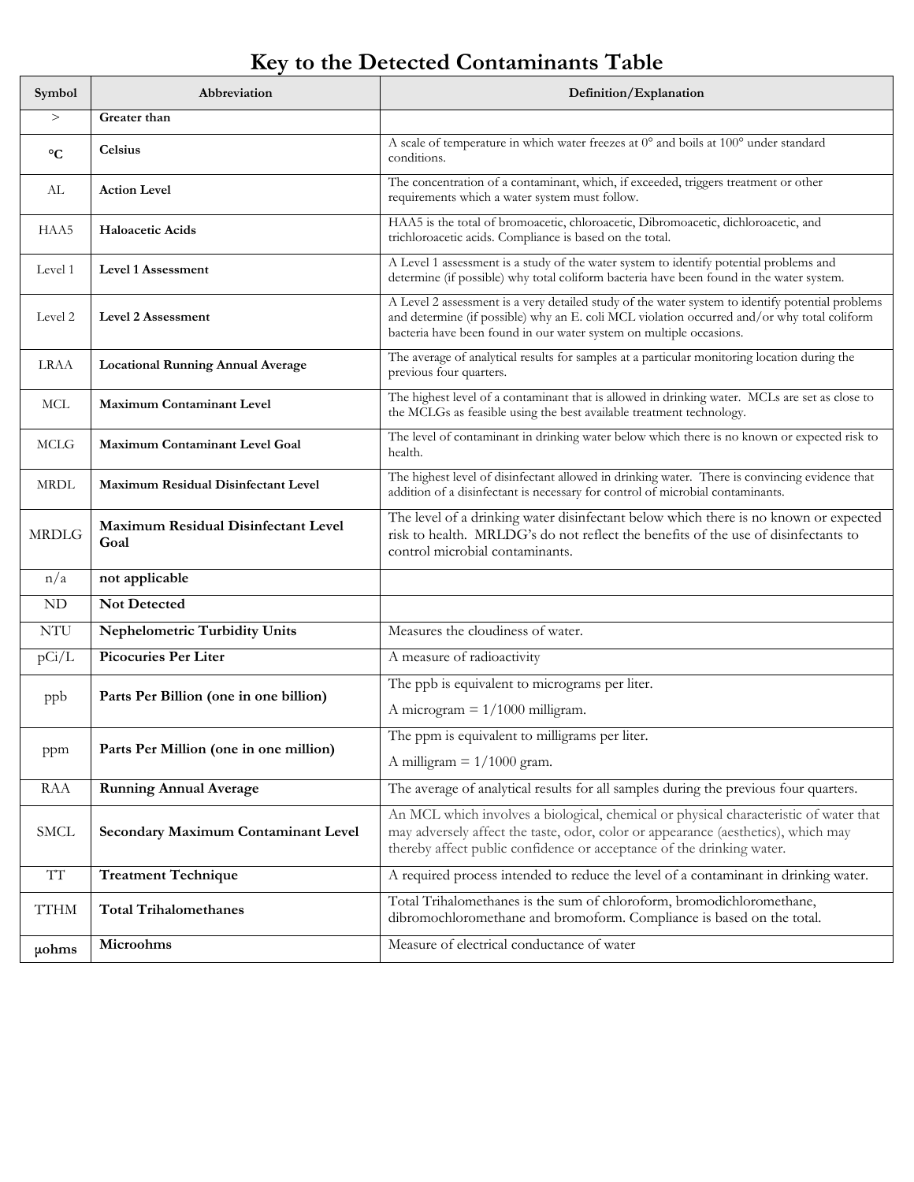# Key to the Detected Contaminants Table

| Symbol | Abbreviation | Definition/Explanation |
|---|---|---|
| > | **Greater than** | |
| **°C** | **Celsius** | A scale of temperature in which water freezes at 0° and boils at 100° under standard conditions. |
| AL | **Action Level** | The concentration of a contaminant, which, if exceeded, triggers treatment or other requirements which a water system must follow. |
| HAA5 | **Haloacetic Acids** | HAA5 is the total of bromoacetic, chloroacetic, Dibromoacetic, dichloroacetic, and trichloroacetic acids. Compliance is based on the total. |
| Level 1 | **Level 1 Assessment** | A Level 1 assessment is a study of the water system to identify potential problems and determine (if possible) why total coliform bacteria have been found in the water system. |
| Level 2 | **Level 2 Assessment** | A Level 2 assessment is a very detailed study of the water system to identify potential problems and determine (if possible) why an E. coli MCL violation occurred and/or why total coliform bacteria have been found in our water system on multiple occasions. |
| LRAA | **Locational Running Annual Average** | The average of analytical results for samples at a particular monitoring location during the previous four quarters. |
| MCL | **Maximum Contaminant Level** | The highest level of a contaminant that is allowed in drinking water. MCLs are set as close to the MCLGs as feasible using the best available treatment technology. |
| MCLG | **Maximum Contaminant Level Goal** | The level of contaminant in drinking water below which there is no known or expected risk to health. |
| MRDL | **Maximum Residual Disinfectant Level** | The highest level of disinfectant allowed in drinking water. There is convincing evidence that addition of a disinfectant is necessary for control of microbial contaminants. |
| MRDLG | **Maximum Residual Disinfectant Level Goal** | The level of a drinking water disinfectant below which there is no known or expected risk to health. MRLDG's do not reflect the benefits of the use of disinfectants to control microbial contaminants. |
| n/a | **not applicable** | |
| ND | **Not Detected** | |
| NTU | **Nephelometric Turbidity Units** | Measures the cloudiness of water. |
| pCi/L | **Picocuries Per Liter** | A measure of radioactivity |
| ppb | **Parts Per Billion (one in one billion)** | The ppb is equivalent to micrograms per liter. A microgram = 1/1000 milligram. |
| ppm | **Parts Per Million (one in one million)** | The ppm is equivalent to milligrams per liter. A milligram = 1/1000 gram. |
| RAA | **Running Annual Average** | The average of analytical results for all samples during the previous four quarters. |
| SMCL | **Secondary Maximum Contaminant Level** | An MCL which involves a biological, chemical or physical characteristic of water that may adversely affect the taste, odor, color or appearance (aesthetics), which may thereby affect public confidence or acceptance of the drinking water. |
| TT | **Treatment Technique** | A required process intended to reduce the level of a contaminant in drinking water. |
| TTHM | **Total Trihalomethanes** | Total Trihalomethanes is the sum of chloroform, bromodichloromethane, dibromochloromethane and bromoform. Compliance is based on the total. |
| **μohms** | **Microohms** | Measure of electrical conductance of water |